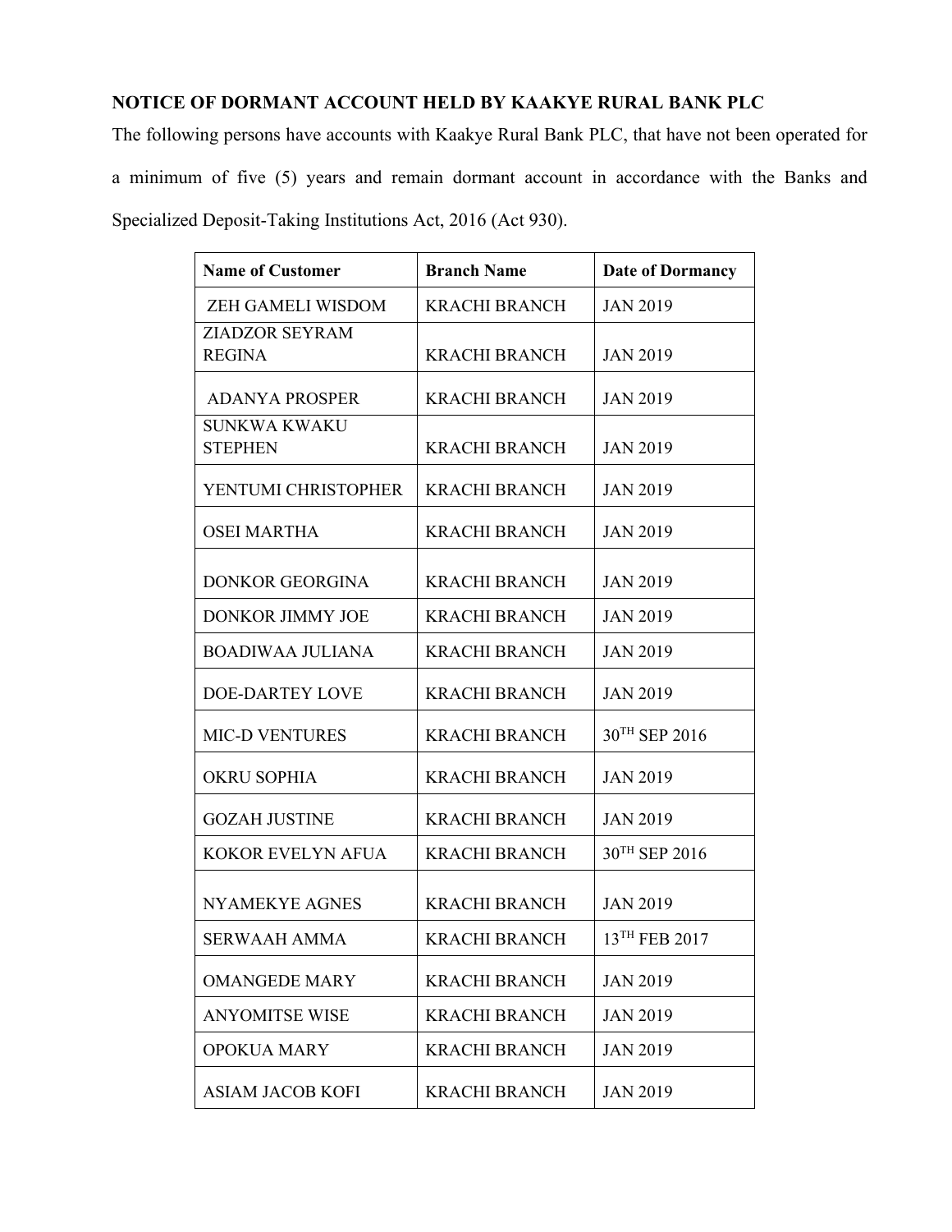**NOTICE OF DORMANT ACCOUNT HELD BY KAAKYE RURAL BANK PLC**

The following persons have accounts with Kaakye Rural Bank PLC, that have not been operated for a minimum of five (5) years and remain dormant account in accordance with the Banks and Specialized Deposit-Taking Institutions Act, 2016 (Act 930).

| **Name of Customer** | **Branch Name** | **Date of Dormancy** |
| --- | --- | --- |
| ZEH GAMELI WISDOM | KRACHI BRANCH | JAN 2019 |
| ZIADZOR SEYRAM REGINA | KRACHI BRANCH | JAN 2019 |
| ADANYA PROSPER | KRACHI BRANCH | JAN 2019 |
| SUNKWA KWAKU STEPHEN | KRACHI BRANCH | JAN 2019 |
| YENTUMI CHRISTOPHER | KRACHI BRANCH | JAN 2019 |
| OSEI MARTHA | KRACHI BRANCH | JAN 2019 |
| DONKOR GEORGINA | KRACHI BRANCH | JAN 2019 |
| DONKOR JIMMY JOE | KRACHI BRANCH | JAN 2019 |
| BOADIWAA JULIANA | KRACHI BRANCH | JAN 2019 |
| DOE-DARTEY LOVE | KRACHI BRANCH | JAN 2019 |
| MIC-D VENTURES | KRACHI BRANCH | 30TH SEP 2016 |
| OKRU SOPHIA | KRACHI BRANCH | JAN 2019 |
| GOZAH JUSTINE | KRACHI BRANCH | JAN 2019 |
| KOKOR EVELYN AFUA | KRACHI BRANCH | 30TH SEP 2016 |
| NYAMEKYE AGNES | KRACHI BRANCH | JAN 2019 |
| SERWAAH AMMA | KRACHI BRANCH | 13TH FEB 2017 |
| OMANGEDE MARY | KRACHI BRANCH | JAN 2019 |
| ANYOMITSE WISE | KRACHI BRANCH | JAN 2019 |
| OPOKUA MARY | KRACHI BRANCH | JAN 2019 |
| ASIAM JACOB KOFI | KRACHI BRANCH | JAN 2019 |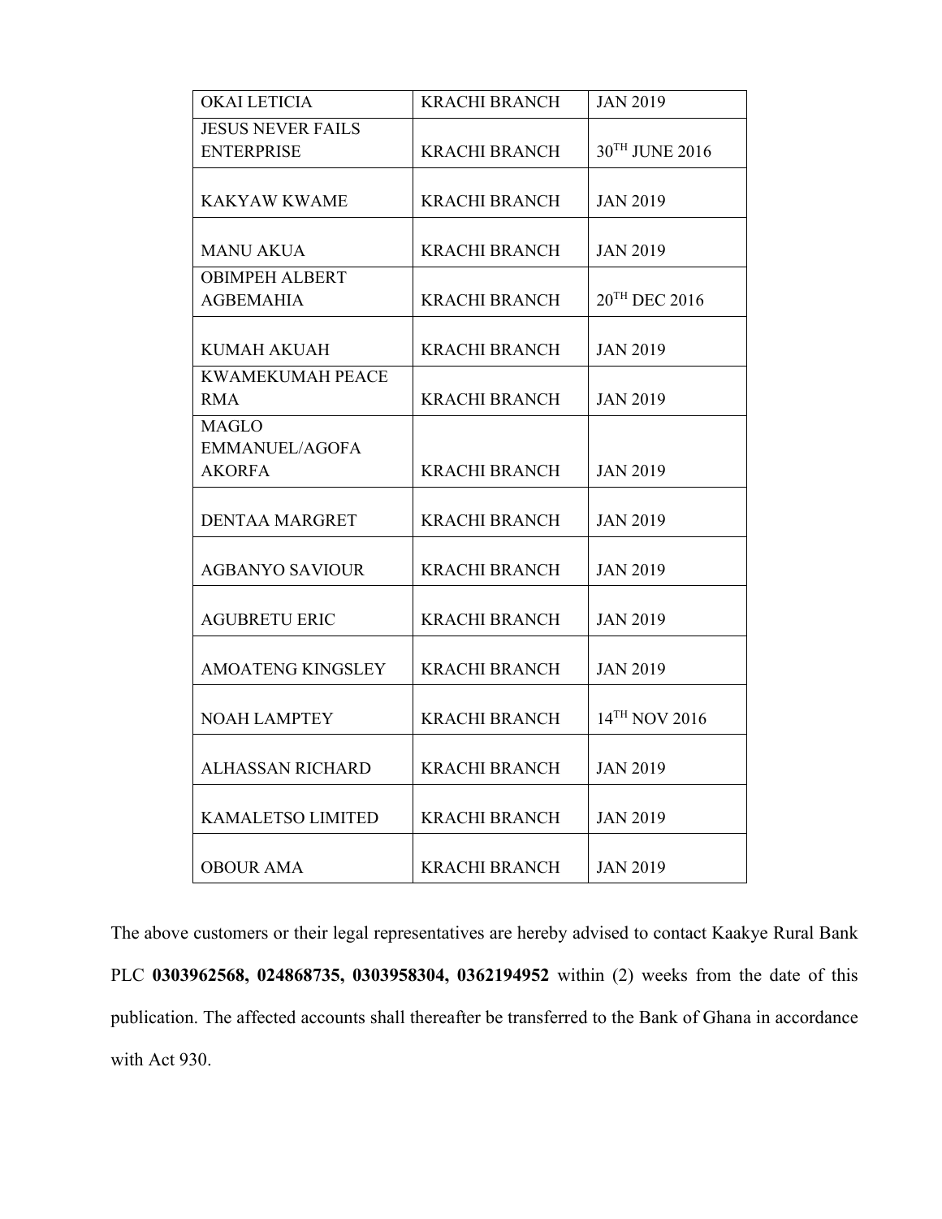| | | |
|---|---|---|
| OKAI LETICIA | KRACHI BRANCH | JAN 2019 |
| JESUS NEVER FAILS ENTERPRISE | KRACHI BRANCH | 30TH JUNE 2016 |
| KAKYAW KWAME | KRACHI BRANCH | JAN 2019 |
| MANU AKUA | KRACHI BRANCH | JAN 2019 |
| OBIMPEH ALBERT AGBEMAHIA | KRACHI BRANCH | 20TH DEC 2016 |
| KUMAH AKUAH | KRACHI BRANCH | JAN 2019 |
| KWAMEKUMAH PEACE RMA | KRACHI BRANCH | JAN 2019 |
| MAGLO EMMANUEL/AGOFA AKORFA | KRACHI BRANCH | JAN 2019 |
| DENTAA MARGRET | KRACHI BRANCH | JAN 2019 |
| AGBANYO SAVIOUR | KRACHI BRANCH | JAN 2019 |
| AGUBRETU ERIC | KRACHI BRANCH | JAN 2019 |
| AMOATENG KINGSLEY | KRACHI BRANCH | JAN 2019 |
| NOAH LAMPTEY | KRACHI BRANCH | 14TH NOV 2016 |
| ALHASSAN RICHARD | KRACHI BRANCH | JAN 2019 |
| KAMALETSO LIMITED | KRACHI BRANCH | JAN 2019 |
| OBOUR AMA | KRACHI BRANCH | JAN 2019 |

The above customers or their legal representatives are hereby advised to contact Kaakye Rural Bank PLC **0303962568, 024868735, 0303958304, 0362194952** within (2) weeks from the date of this publication. The affected accounts shall thereafter be transferred to the Bank of Ghana in accordance with Act 930.